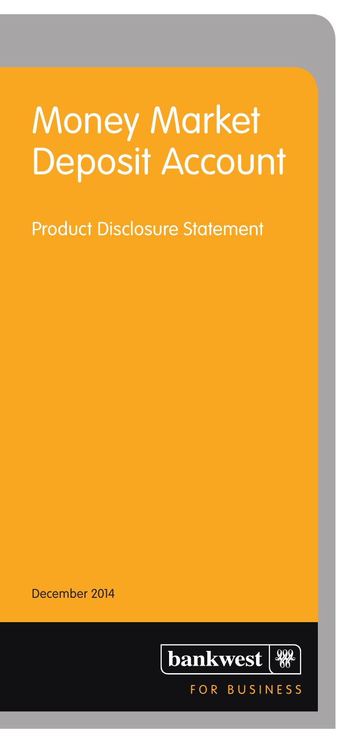# Money Market Deposit Account

## Product Disclosure Statement

December 2014

bankwest

FOR BUSINESS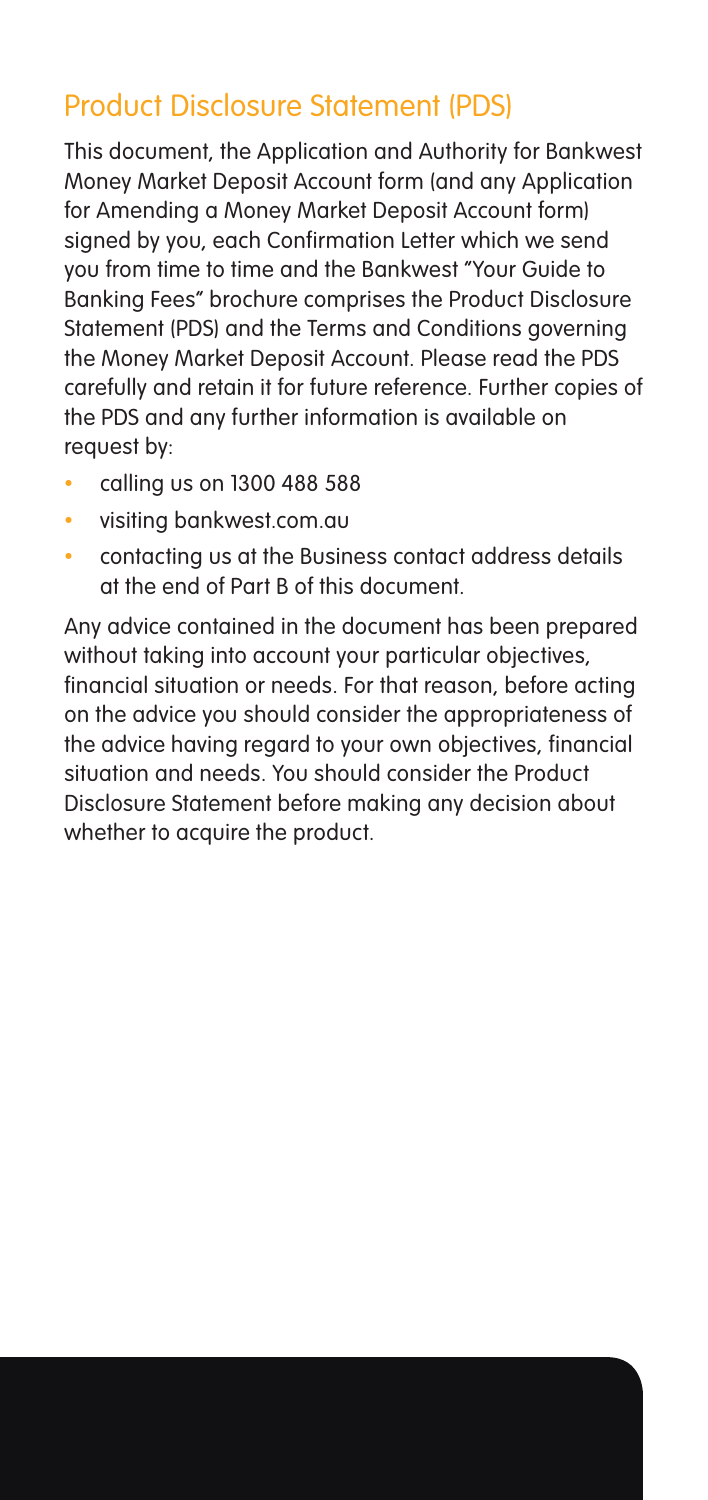## Product Disclosure Statement (PDS)

This document, the Application and Authority for Bankwest Money Market Deposit Account form (and any Application for Amending a Money Market Deposit Account form) signed by you, each Confirmation Letter which we send you from time to time and the Bankwest "Your Guide to Banking Fees" brochure comprises the Product Disclosure Statement (PDS) and the Terms and Conditions governing the Money Market Deposit Account. Please read the PDS carefully and retain it for future reference. Further copies of the PDS and any further information is available on request by:

- calling us on 1300 488 588
- visiting bankwest.com.au
- contacting us at the Business contact address details at the end of Part B of this document.

Any advice contained in the document has been prepared without taking into account your particular objectives, financial situation or needs. For that reason, before acting on the advice you should consider the appropriateness of the advice having regard to your own objectives, financial situation and needs. You should consider the Product Disclosure Statement before making any decision about whether to acquire the product.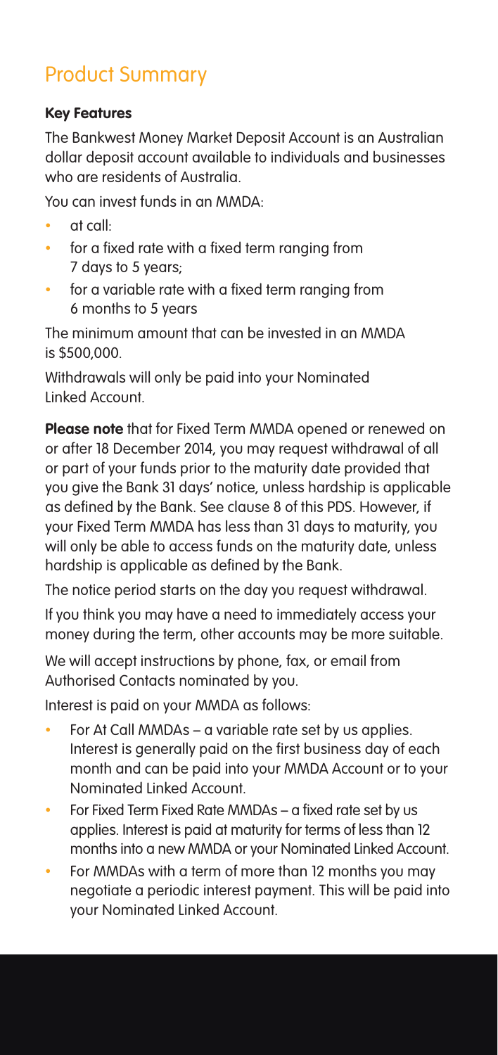# Product Summary

**Key Features**

The Bankwest Money Market Deposit Account is an Australian dollar deposit account available to individuals and businesses who are residents of Australia.

You can invest funds in an MMDA:

- at call:
- for a fixed rate with a fixed term ranging from 7 days to 5 years;
- for a variable rate with a fixed term ranging from 6 months to 5 years

The minimum amount that can be invested in an MMDA is $500,000.

Withdrawals will only be paid into your Nominated Linked Account.

**Please note** that for Fixed Term MMDA opened or renewed on or after 18 December 2014, you may request withdrawal of all or part of your funds prior to the maturity date provided that you give the Bank 31 days' notice, unless hardship is applicable as defined by the Bank. See clause 8 of this PDS. However, if your Fixed Term MMDA has less than 31 days to maturity, you will only be able to access funds on the maturity date, unless hardship is applicable as defined by the Bank.

The notice period starts on the day you request withdrawal.

If you think you may have a need to immediately access your money during the term, other accounts may be more suitable.

We will accept instructions by phone, fax, or email from Authorised Contacts nominated by you.

Interest is paid on your MMDA as follows:

- For At Call MMDAs – a variable rate set by us applies. Interest is generally paid on the first business day of each month and can be paid into your MMDA Account or to your Nominated Linked Account.
- For Fixed Term Fixed Rate MMDAs – a fixed rate set by us applies. Interest is paid at maturity for terms of less than 12 months into a new MMDA or your Nominated Linked Account.
- For MMDAs with a term of more than 12 months you may negotiate a periodic interest payment. This will be paid into your Nominated Linked Account.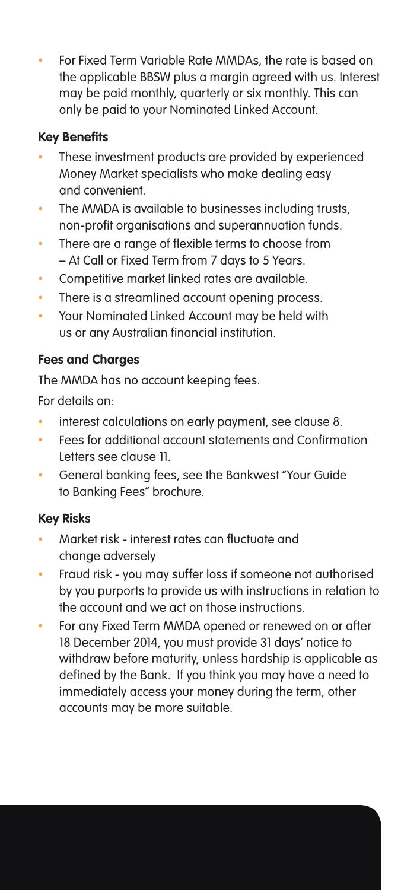- For Fixed Term Variable Rate MMDAs, the rate is based on the applicable BBSW plus a margin agreed with us. Interest may be paid monthly, quarterly or six monthly. This can only be paid to your Nominated Linked Account.

**Key Benefits**

- These investment products are provided by experienced Money Market specialists who make dealing easy and convenient.
- The MMDA is available to businesses including trusts, non-profit organisations and superannuation funds.
- There are a range of flexible terms to choose from – At Call or Fixed Term from 7 days to 5 Years.
- Competitive market linked rates are available.
- There is a streamlined account opening process.
- Your Nominated Linked Account may be held with us or any Australian financial institution.

**Fees and Charges**

The MMDA has no account keeping fees.

For details on:

- interest calculations on early payment, see clause 8.
- Fees for additional account statements and Confirmation Letters see clause 11.
- General banking fees, see the Bankwest "Your Guide to Banking Fees" brochure.

**Key Risks**

- Market risk - interest rates can fluctuate and change adversely
- Fraud risk - you may suffer loss if someone not authorised by you purports to provide us with instructions in relation to the account and we act on those instructions.
- For any Fixed Term MMDA opened or renewed on or after 18 December 2014, you must provide 31 days' notice to withdraw before maturity, unless hardship is applicable as defined by the Bank. If you think you may have a need to immediately access your money during the term, other accounts may be more suitable.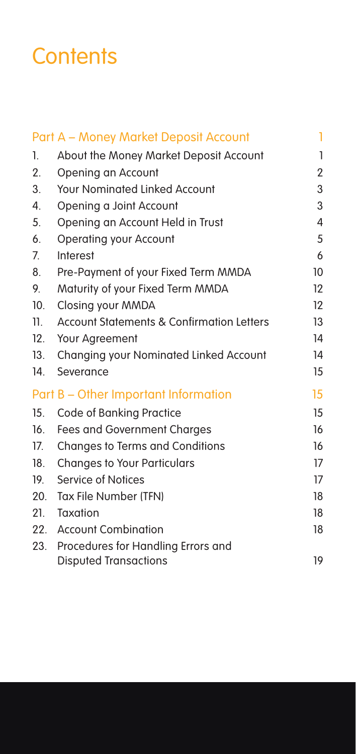# Contents

| | | |
|---|---|---|
| **Part A – Money Market Deposit Account** | | **1** |
| 1. | About the Money Market Deposit Account | 1 |
| 2. | Opening an Account | 2 |
| 3. | Your Nominated Linked Account | 3 |
| 4. | Opening a Joint Account | 3 |
| 5. | Opening an Account Held in Trust | 4 |
| 6. | Operating your Account | 5 |
| 7. | Interest | 6 |
| 8. | Pre-Payment of your Fixed Term MMDA | 10 |
| 9. | Maturity of your Fixed Term MMDA | 12 |
| 10. | Closing your MMDA | 12 |
| 11. | Account Statements & Confirmation Letters | 13 |
| 12. | Your Agreement | 14 |
| 13. | Changing your Nominated Linked Account | 14 |
| 14. | Severance | 15 |
| **Part B – Other Important Information** | | **15** |
| 15. | Code of Banking Practice | 15 |
| 16. | Fees and Government Charges | 16 |
| 17. | Changes to Terms and Conditions | 16 |
| 18. | Changes to Your Particulars | 17 |
| 19. | Service of Notices | 17 |
| 20. | Tax File Number (TFN) | 18 |
| 21. | Taxation | 18 |
| 22. | Account Combination | 18 |
| 23. | Procedures for Handling Errors and Disputed Transactions | 19 |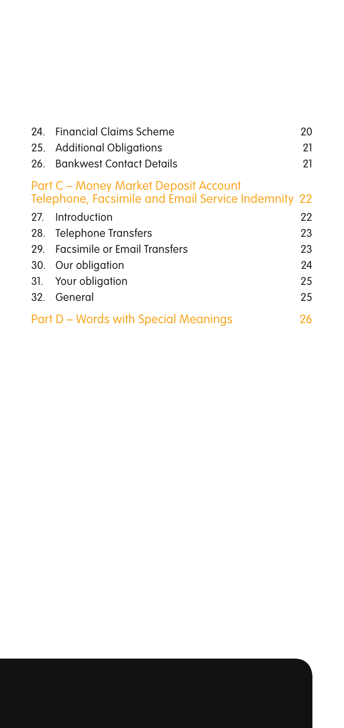| | | |
|---|---|---|
| 24. | Financial Claims Scheme | 20 |
| 25. | Additional Obligations | 21 |
| 26. | Bankwest Contact Details | 21 |
| **Part C – Money Market Deposit Account Telephone, Facsimile and Email Service Indemnity** | | **22** |
| 27. | Introduction | 22 |
| 28. | Telephone Transfers | 23 |
| 29. | Facsimile or Email Transfers | 23 |
| 30. | Our obligation | 24 |
| 31. | Your obligation | 25 |
| 32. | General | 25 |
| **Part D – Words with Special Meanings** | | **26** |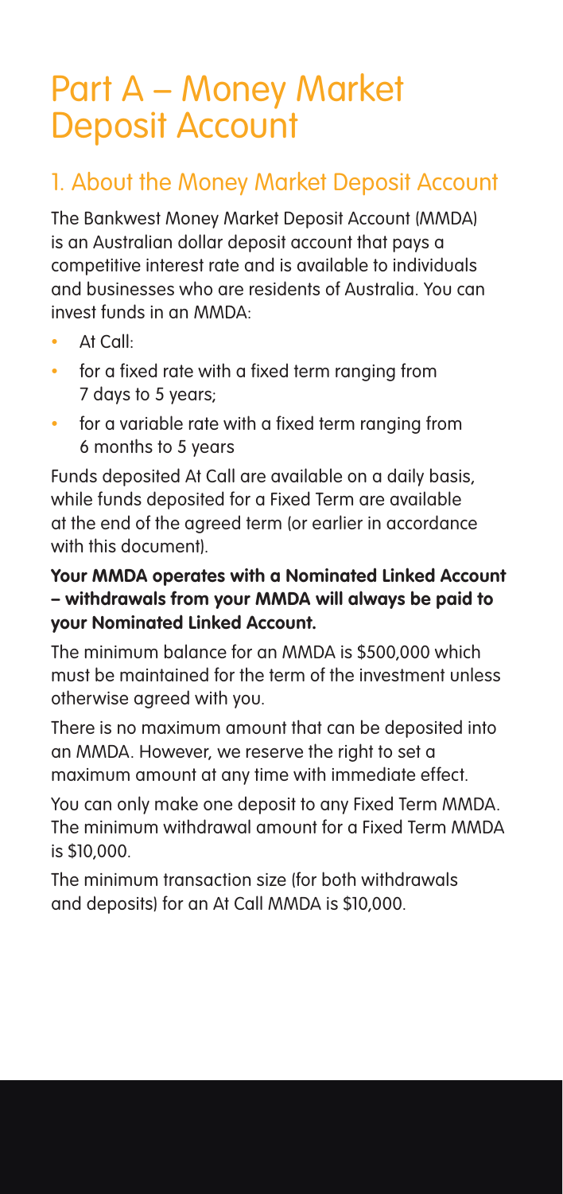# Part A – Money Market Deposit Account

## 1. About the Money Market Deposit Account

The Bankwest Money Market Deposit Account (MMDA) is an Australian dollar deposit account that pays a competitive interest rate and is available to individuals and businesses who are residents of Australia. You can invest funds in an MMDA:

- At Call:
- for a fixed rate with a fixed term ranging from 7 days to 5 years;
- for a variable rate with a fixed term ranging from 6 months to 5 years

Funds deposited At Call are available on a daily basis, while funds deposited for a Fixed Term are available at the end of the agreed term (or earlier in accordance with this document).

**Your MMDA operates with a Nominated Linked Account – withdrawals from your MMDA will always be paid to your Nominated Linked Account.**

The minimum balance for an MMDA is $500,000 which must be maintained for the term of the investment unless otherwise agreed with you.

There is no maximum amount that can be deposited into an MMDA. However, we reserve the right to set a maximum amount at any time with immediate effect.

You can only make one deposit to any Fixed Term MMDA. The minimum withdrawal amount for a Fixed Term MMDA is $10,000.

The minimum transaction size (for both withdrawals and deposits) for an At Call MMDA is $10,000.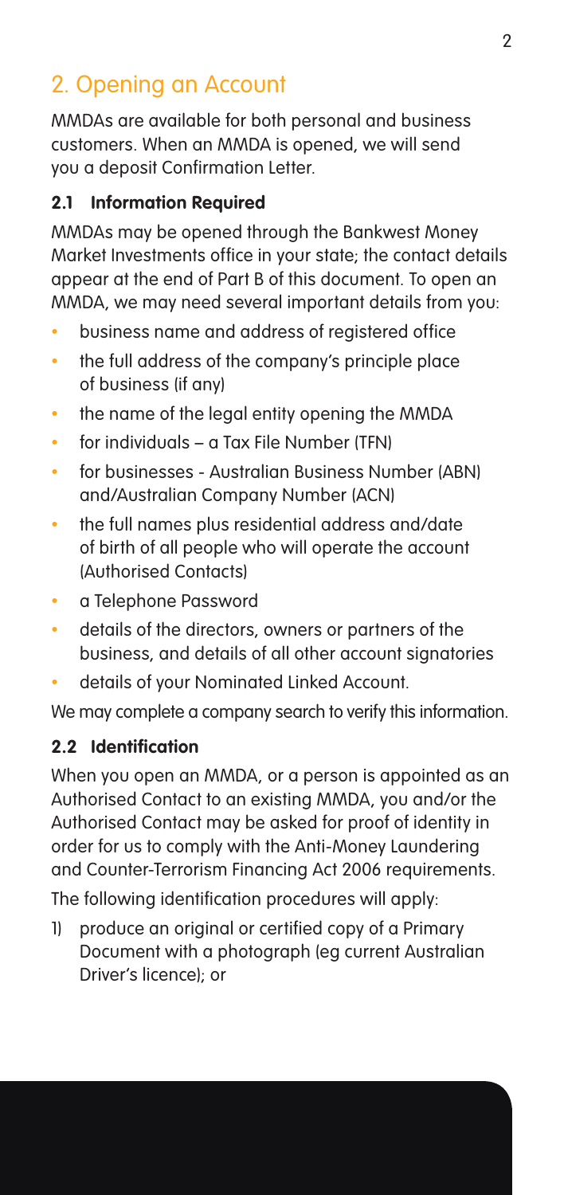## 2. Opening an Account

MMDAs are available for both personal and business customers. When an MMDA is opened, we will send you a deposit Confirmation Letter.

### 2.1 Information Required

MMDAs may be opened through the Bankwest Money Market Investments office in your state; the contact details appear at the end of Part B of this document. To open an MMDA, we may need several important details from you:

- business name and address of registered office
- the full address of the company's principle place of business (if any)
- the name of the legal entity opening the MMDA
- for individuals – a Tax File Number (TFN)
- for businesses - Australian Business Number (ABN) and/Australian Company Number (ACN)
- the full names plus residential address and/date of birth of all people who will operate the account (Authorised Contacts)
- a Telephone Password
- details of the directors, owners or partners of the business, and details of all other account signatories
- details of your Nominated Linked Account.

We may complete a company search to verify this information.

### 2.2 Identification

When you open an MMDA, or a person is appointed as an Authorised Contact to an existing MMDA, you and/or the Authorised Contact may be asked for proof of identity in order for us to comply with the Anti-Money Laundering and Counter-Terrorism Financing Act 2006 requirements.

The following identification procedures will apply:

1) produce an original or certified copy of a Primary Document with a photograph (eg current Australian Driver's licence); or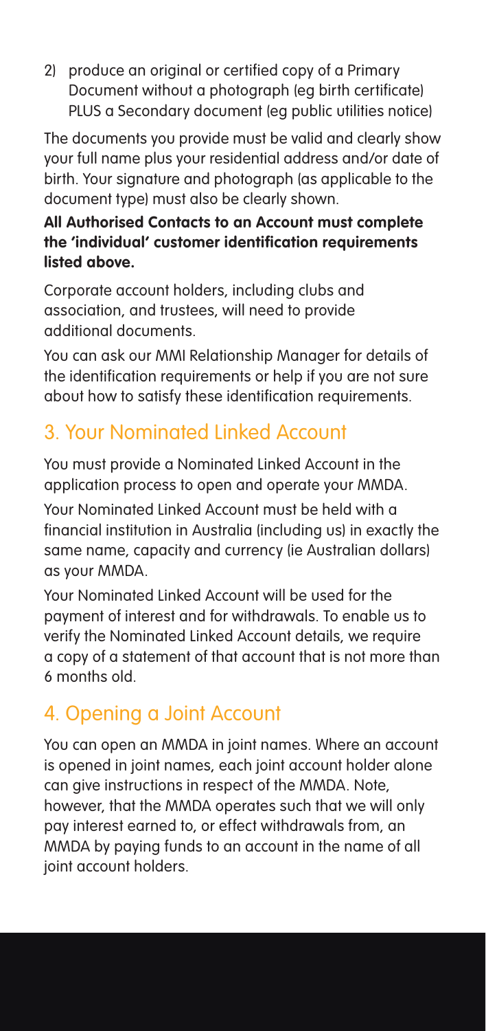2) produce an original or certified copy of a Primary Document without a photograph (eg birth certificate) PLUS a Secondary document (eg public utilities notice)

The documents you provide must be valid and clearly show your full name plus your residential address and/or date of birth. Your signature and photograph (as applicable to the document type) must also be clearly shown.

**All Authorised Contacts to an Account must complete the 'individual' customer identification requirements listed above.**

Corporate account holders, including clubs and association, and trustees, will need to provide additional documents.

You can ask our MMI Relationship Manager for details of the identification requirements or help if you are not sure about how to satisfy these identification requirements.

## 3. Your Nominated Linked Account

You must provide a Nominated Linked Account in the application process to open and operate your MMDA.

Your Nominated Linked Account must be held with a financial institution in Australia (including us) in exactly the same name, capacity and currency (ie Australian dollars) as your MMDA.

Your Nominated Linked Account will be used for the payment of interest and for withdrawals. To enable us to verify the Nominated Linked Account details, we require a copy of a statement of that account that is not more than 6 months old.

## 4. Opening a Joint Account

You can open an MMDA in joint names. Where an account is opened in joint names, each joint account holder alone can give instructions in respect of the MMDA. Note, however, that the MMDA operates such that we will only pay interest earned to, or effect withdrawals from, an MMDA by paying funds to an account in the name of all joint account holders.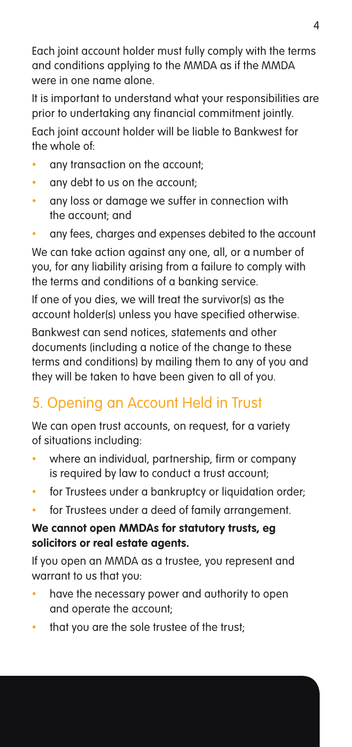Each joint account holder must fully comply with the terms and conditions applying to the MMDA as if the MMDA were in one name alone.

It is important to understand what your responsibilities are prior to undertaking any financial commitment jointly.

Each joint account holder will be liable to Bankwest for the whole of:

- any transaction on the account;
- any debt to us on the account;
- any loss or damage we suffer in connection with the account; and
- any fees, charges and expenses debited to the account

We can take action against any one, all, or a number of you, for any liability arising from a failure to comply with the terms and conditions of a banking service.

If one of you dies, we will treat the survivor(s) as the account holder(s) unless you have specified otherwise.

Bankwest can send notices, statements and other documents (including a notice of the change to these terms and conditions) by mailing them to any of you and they will be taken to have been given to all of you.

## 5. Opening an Account Held in Trust

We can open trust accounts, on request, for a variety of situations including:

- where an individual, partnership, firm or company is required by law to conduct a trust account;
- for Trustees under a bankruptcy or liquidation order;
- for Trustees under a deed of family arrangement.

**We cannot open MMDAs for statutory trusts, eg solicitors or real estate agents.**

If you open an MMDA as a trustee, you represent and warrant to us that you:

- have the necessary power and authority to open and operate the account;
- that you are the sole trustee of the trust;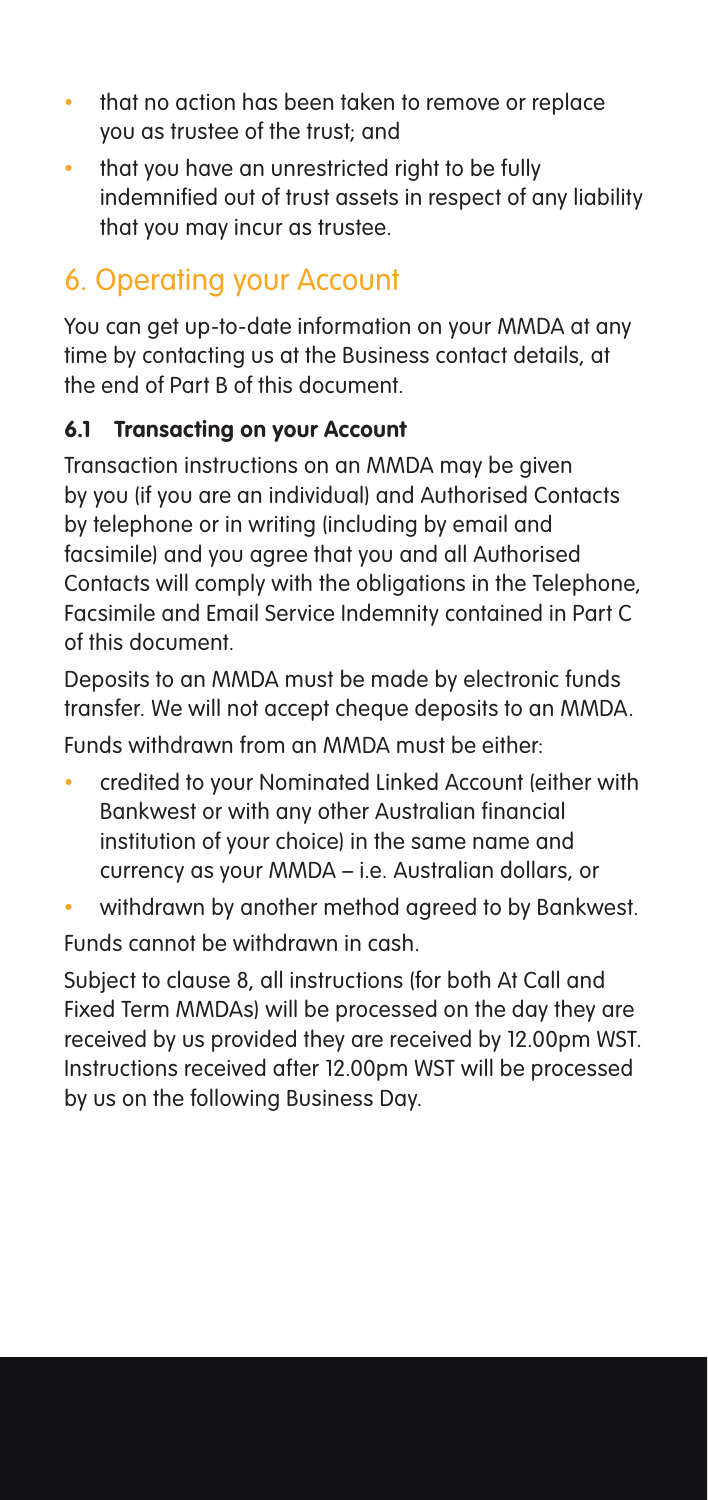- that no action has been taken to remove or replace you as trustee of the trust; and
- that you have an unrestricted right to be fully indemnified out of trust assets in respect of any liability that you may incur as trustee.

## 6. Operating your Account

You can get up-to-date information on your MMDA at any time by contacting us at the Business contact details, at the end of Part B of this document.

### 6.1 Transacting on your Account

Transaction instructions on an MMDA may be given by you (if you are an individual) and Authorised Contacts by telephone or in writing (including by email and facsimile) and you agree that you and all Authorised Contacts will comply with the obligations in the Telephone, Facsimile and Email Service Indemnity contained in Part C of this document.

Deposits to an MMDA must be made by electronic funds transfer. We will not accept cheque deposits to an MMDA.

Funds withdrawn from an MMDA must be either:

- credited to your Nominated Linked Account (either with Bankwest or with any other Australian financial institution of your choice) in the same name and currency as your MMDA – i.e. Australian dollars, or
- withdrawn by another method agreed to by Bankwest.

Funds cannot be withdrawn in cash.

Subject to clause 8, all instructions (for both At Call and Fixed Term MMDAs) will be processed on the day they are received by us provided they are received by 12.00pm WST. Instructions received after 12.00pm WST will be processed by us on the following Business Day.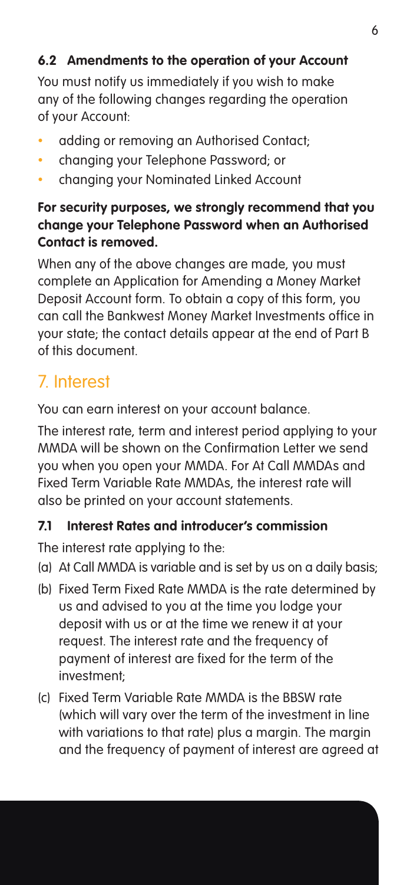### 6.2 Amendments to the operation of your Account

You must notify us immediately if you wish to make any of the following changes regarding the operation of your Account:

- adding or removing an Authorised Contact;
- changing your Telephone Password; or
- changing your Nominated Linked Account

**For security purposes, we strongly recommend that you change your Telephone Password when an Authorised Contact is removed.**

When any of the above changes are made, you must complete an Application for Amending a Money Market Deposit Account form. To obtain a copy of this form, you can call the Bankwest Money Market Investments office in your state; the contact details appear at the end of Part B of this document.

## 7. Interest

You can earn interest on your account balance.

The interest rate, term and interest period applying to your MMDA will be shown on the Confirmation Letter we send you when you open your MMDA. For At Call MMDAs and Fixed Term Variable Rate MMDAs, the interest rate will also be printed on your account statements.

### 7.1 Interest Rates and introducer's commission

The interest rate applying to the:

(a) At Call MMDA is variable and is set by us on a daily basis;

(b) Fixed Term Fixed Rate MMDA is the rate determined by us and advised to you at the time you lodge your deposit with us or at the time we renew it at your request. The interest rate and the frequency of payment of interest are fixed for the term of the investment;

(c) Fixed Term Variable Rate MMDA is the BBSW rate (which will vary over the term of the investment in line with variations to that rate) plus a margin. The margin and the frequency of payment of interest are agreed at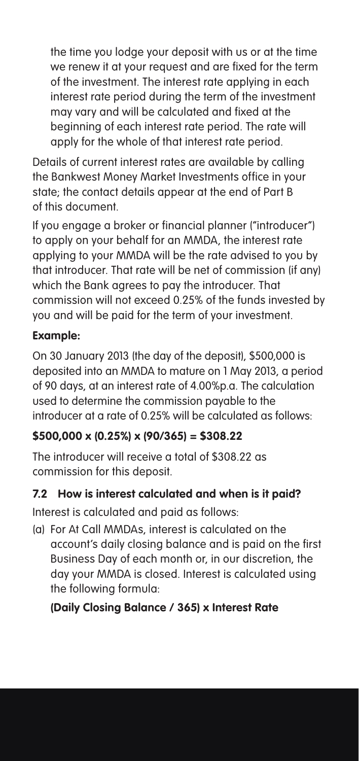the time you lodge your deposit with us or at the time we renew it at your request and are fixed for the term of the investment. The interest rate applying in each interest rate period during the term of the investment may vary and will be calculated and fixed at the beginning of each interest rate period. The rate will apply for the whole of that interest rate period.

Details of current interest rates are available by calling the Bankwest Money Market Investments office in your state; the contact details appear at the end of Part B of this document.

If you engage a broker or financial planner ("introducer") to apply on your behalf for an MMDA, the interest rate applying to your MMDA will be the rate advised to you by that introducer. That rate will be net of commission (if any) which the Bank agrees to pay the introducer. That commission will not exceed 0.25% of the funds invested by you and will be paid for the term of your investment.

**Example:**

On 30 January 2013 (the day of the deposit), $500,000 is deposited into an MMDA to mature on 1 May 2013, a period of 90 days, at an interest rate of 4.00%p.a. The calculation used to determine the commission payable to the introducer at a rate of 0.25% will be calculated as follows:

**$500,000 x (0.25%) x (90/365) = $308.22**

The introducer will receive a total of $308.22 as commission for this deposit.

### 7.2 How is interest calculated and when is it paid?

Interest is calculated and paid as follows:

(a) For At Call MMDAs, interest is calculated on the account's daily closing balance and is paid on the first Business Day of each month or, in our discretion, the day your MMDA is closed. Interest is calculated using the following formula:

**(Daily Closing Balance / 365) x Interest Rate**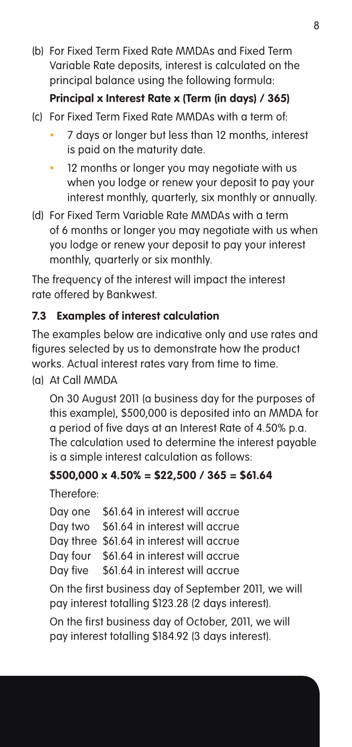(b) For Fixed Term Fixed Rate MMDAs and Fixed Term Variable Rate deposits, interest is calculated on the principal balance using the following formula:

**Principal x Interest Rate x (Term (in days) / 365)**

(c) For Fixed Term Fixed Rate MMDAs with a term of:

- 7 days or longer but less than 12 months, interest is paid on the maturity date.
- 12 months or longer you may negotiate with us when you lodge or renew your deposit to pay your interest monthly, quarterly, six monthly or annually.

(d) For Fixed Term Variable Rate MMDAs with a term of 6 months or longer you may negotiate with us when you lodge or renew your deposit to pay your interest monthly, quarterly or six monthly.

The frequency of the interest will impact the interest rate offered by Bankwest.

### 7.3 Examples of interest calculation

The examples below are indicative only and use rates and figures selected by us to demonstrate how the product works. Actual interest rates vary from time to time.

(a) At Call MMDA

On 30 August 2011 (a business day for the purposes of this example), $500,000 is deposited into an MMDA for a period of five days at an Interest Rate of 4.50% p.a. The calculation used to determine the interest payable is a simple interest calculation as follows:

**$500,000 x 4.50% = $22,500 / 365 = $61.64**

Therefore:

Day one $61.64 in interest will accrue
Day two $61.64 in interest will accrue
Day three $61.64 in interest will accrue
Day four $61.64 in interest will accrue
Day five $61.64 in interest will accrue

On the first business day of September 2011, we will pay interest totalling $123.28 (2 days interest).

On the first business day of October, 2011, we will pay interest totalling $184.92 (3 days interest).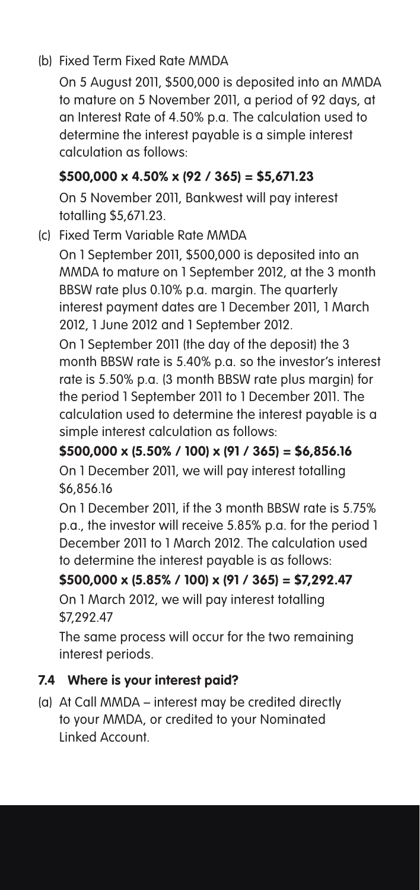(b) Fixed Term Fixed Rate MMDA

On 5 August 2011, $500,000 is deposited into an MMDA to mature on 5 November 2011, a period of 92 days, at an Interest Rate of 4.50% p.a. The calculation used to determine the interest payable is a simple interest calculation as follows:

**$500,000 x 4.50% x (92 / 365) = $5,671.23**

On 5 November 2011, Bankwest will pay interest totalling $5,671.23.

(c) Fixed Term Variable Rate MMDA

On 1 September 2011, $500,000 is deposited into an MMDA to mature on 1 September 2012, at the 3 month BBSW rate plus 0.10% p.a. margin. The quarterly interest payment dates are 1 December 2011, 1 March 2012, 1 June 2012 and 1 September 2012.

On 1 September 2011 (the day of the deposit) the 3 month BBSW rate is 5.40% p.a. so the investor's interest rate is 5.50% p.a. (3 month BBSW rate plus margin) for the period 1 September 2011 to 1 December 2011. The calculation used to determine the interest payable is a simple interest calculation as follows:

**$500,000 x (5.50% / 100) x (91 / 365) = $6,856.16**

On 1 December 2011, we will pay interest totalling $6,856.16

On 1 December 2011, if the 3 month BBSW rate is 5.75% p.a., the investor will receive 5.85% p.a. for the period 1 December 2011 to 1 March 2012. The calculation used to determine the interest payable is as follows:

**$500,000 x (5.85% / 100) x (91 / 365) = $7,292.47**

On 1 March 2012, we will pay interest totalling $7,292.47

The same process will occur for the two remaining interest periods.

### 7.4 Where is your interest paid?

(a) At Call MMDA – interest may be credited directly to your MMDA, or credited to your Nominated Linked Account.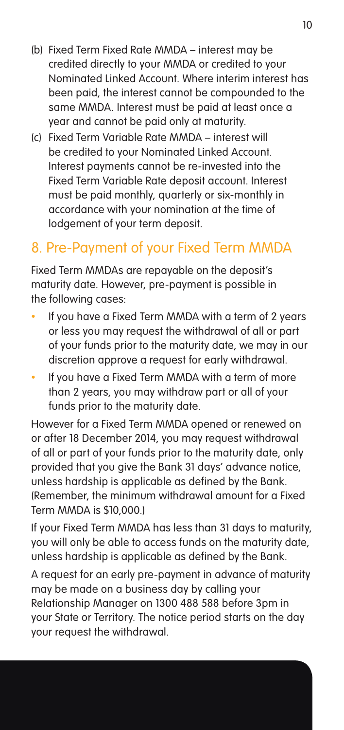(b) Fixed Term Fixed Rate MMDA – interest may be credited directly to your MMDA or credited to your Nominated Linked Account. Where interim interest has been paid, the interest cannot be compounded to the same MMDA. Interest must be paid at least once a year and cannot be paid only at maturity.

(c) Fixed Term Variable Rate MMDA – interest will be credited to your Nominated Linked Account. Interest payments cannot be re-invested into the Fixed Term Variable Rate deposit account. Interest must be paid monthly, quarterly or six-monthly in accordance with your nomination at the time of lodgement of your term deposit.

## 8. Pre-Payment of your Fixed Term MMDA

Fixed Term MMDAs are repayable on the deposit's maturity date. However, pre-payment is possible in the following cases:

- If you have a Fixed Term MMDA with a term of 2 years or less you may request the withdrawal of all or part of your funds prior to the maturity date, we may in our discretion approve a request for early withdrawal.
- If you have a Fixed Term MMDA with a term of more than 2 years, you may withdraw part or all of your funds prior to the maturity date.

However for a Fixed Term MMDA opened or renewed on or after 18 December 2014, you may request withdrawal of all or part of your funds prior to the maturity date, only provided that you give the Bank 31 days' advance notice, unless hardship is applicable as defined by the Bank. (Remember, the minimum withdrawal amount for a Fixed Term MMDA is $10,000.)

If your Fixed Term MMDA has less than 31 days to maturity, you will only be able to access funds on the maturity date, unless hardship is applicable as defined by the Bank.

A request for an early pre-payment in advance of maturity may be made on a business day by calling your Relationship Manager on 1300 488 588 before 3pm in your State or Territory. The notice period starts on the day your request the withdrawal.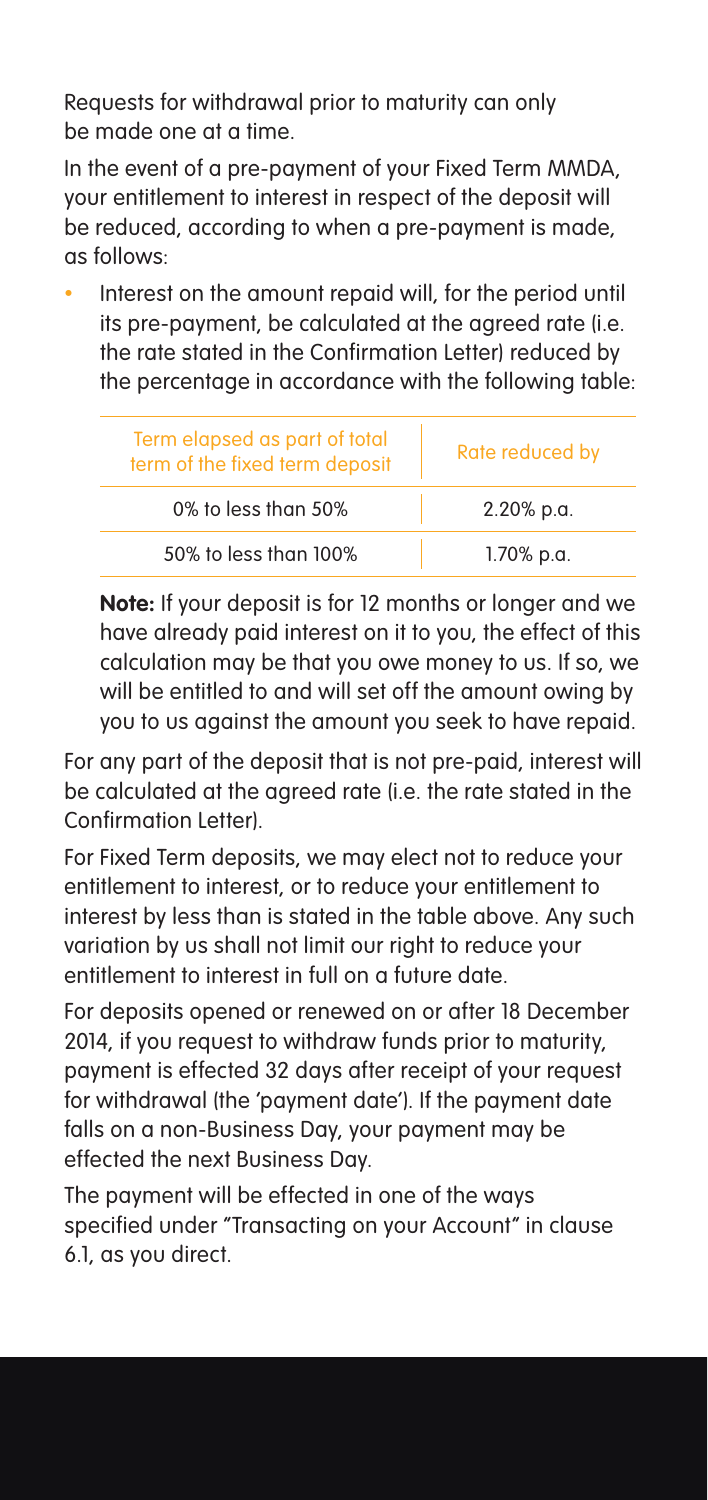Requests for withdrawal prior to maturity can only be made one at a time.

In the event of a pre-payment of your Fixed Term MMDA, your entitlement to interest in respect of the deposit will be reduced, according to when a pre-payment is made, as follows:

- Interest on the amount repaid will, for the period until its pre-payment, be calculated at the agreed rate (i.e. the rate stated in the Confirmation Letter) reduced by the percentage in accordance with the following table:

| Term elapsed as part of total term of the fixed term deposit | Rate reduced by |
|---|---|
| 0% to less than 50% | 2.20% p.a. |
| 50% to less than 100% | 1.70% p.a. |

**Note:** If your deposit is for 12 months or longer and we have already paid interest on it to you, the effect of this calculation may be that you owe money to us. If so, we will be entitled to and will set off the amount owing by you to us against the amount you seek to have repaid.

For any part of the deposit that is not pre-paid, interest will be calculated at the agreed rate (i.e. the rate stated in the Confirmation Letter).

For Fixed Term deposits, we may elect not to reduce your entitlement to interest, or to reduce your entitlement to interest by less than is stated in the table above. Any such variation by us shall not limit our right to reduce your entitlement to interest in full on a future date.

For deposits opened or renewed on or after 18 December 2014, if you request to withdraw funds prior to maturity, payment is effected 32 days after receipt of your request for withdrawal (the 'payment date'). If the payment date falls on a non-Business Day, your payment may be effected the next Business Day.

The payment will be effected in one of the ways specified under "Transacting on your Account" in clause 6.1, as you direct.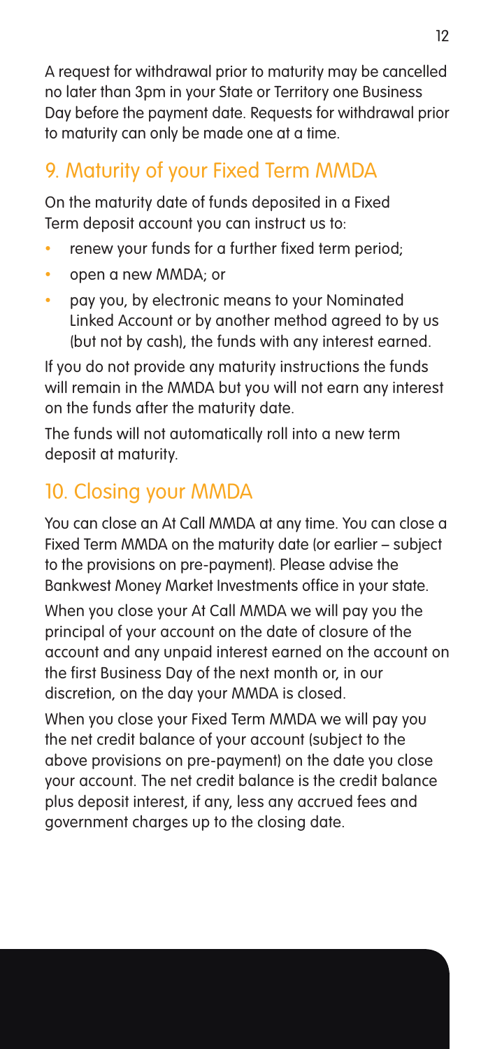A request for withdrawal prior to maturity may be cancelled no later than 3pm in your State or Territory one Business Day before the payment date. Requests for withdrawal prior to maturity can only be made one at a time.

## 9. Maturity of your Fixed Term MMDA

On the maturity date of funds deposited in a Fixed Term deposit account you can instruct us to:

- renew your funds for a further fixed term period;
- open a new MMDA; or
- pay you, by electronic means to your Nominated Linked Account or by another method agreed to by us (but not by cash), the funds with any interest earned.

If you do not provide any maturity instructions the funds will remain in the MMDA but you will not earn any interest on the funds after the maturity date.

The funds will not automatically roll into a new term deposit at maturity.

## 10. Closing your MMDA

You can close an At Call MMDA at any time. You can close a Fixed Term MMDA on the maturity date (or earlier – subject to the provisions on pre-payment). Please advise the Bankwest Money Market Investments office in your state.

When you close your At Call MMDA we will pay you the principal of your account on the date of closure of the account and any unpaid interest earned on the account on the first Business Day of the next month or, in our discretion, on the day your MMDA is closed.

When you close your Fixed Term MMDA we will pay you the net credit balance of your account (subject to the above provisions on pre-payment) on the date you close your account. The net credit balance is the credit balance plus deposit interest, if any, less any accrued fees and government charges up to the closing date.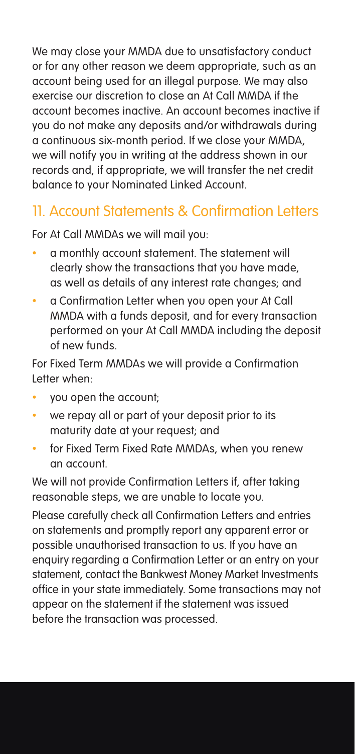We may close your MMDA due to unsatisfactory conduct or for any other reason we deem appropriate, such as an account being used for an illegal purpose. We may also exercise our discretion to close an At Call MMDA if the account becomes inactive. An account becomes inactive if you do not make any deposits and/or withdrawals during a continuous six-month period. If we close your MMDA, we will notify you in writing at the address shown in our records and, if appropriate, we will transfer the net credit balance to your Nominated Linked Account.

## 11. Account Statements & Confirmation Letters

For At Call MMDAs we will mail you:

- a monthly account statement. The statement will clearly show the transactions that you have made, as well as details of any interest rate changes; and
- a Confirmation Letter when you open your At Call MMDA with a funds deposit, and for every transaction performed on your At Call MMDA including the deposit of new funds.

For Fixed Term MMDAs we will provide a Confirmation Letter when:

- you open the account;
- we repay all or part of your deposit prior to its maturity date at your request; and
- for Fixed Term Fixed Rate MMDAs, when you renew an account.

We will not provide Confirmation Letters if, after taking reasonable steps, we are unable to locate you.

Please carefully check all Confirmation Letters and entries on statements and promptly report any apparent error or possible unauthorised transaction to us. If you have an enquiry regarding a Confirmation Letter or an entry on your statement, contact the Bankwest Money Market Investments office in your state immediately. Some transactions may not appear on the statement if the statement was issued before the transaction was processed.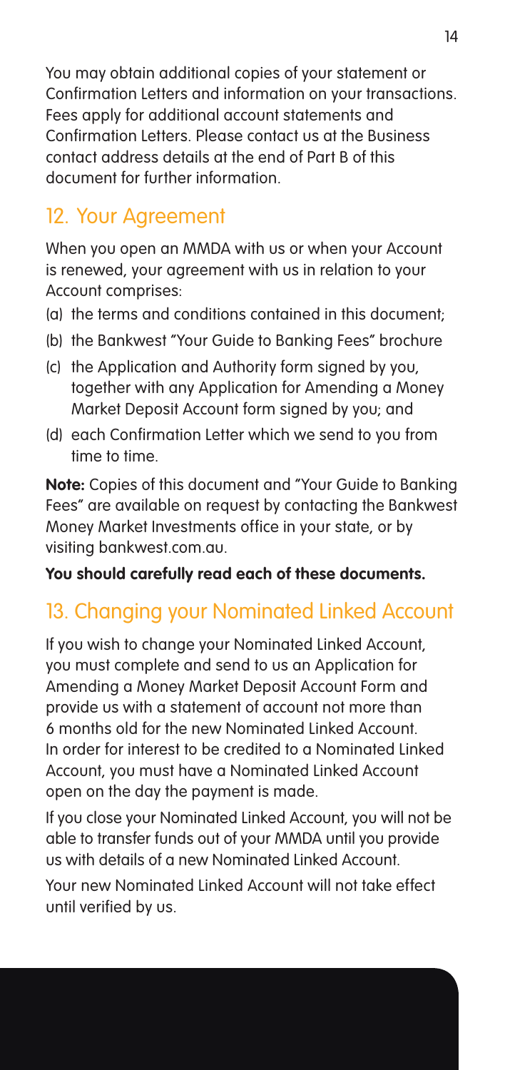You may obtain additional copies of your statement or Confirmation Letters and information on your transactions. Fees apply for additional account statements and Confirmation Letters. Please contact us at the Business contact address details at the end of Part B of this document for further information.

## 12. Your Agreement

When you open an MMDA with us or when your Account is renewed, your agreement with us in relation to your Account comprises:

(a) the terms and conditions contained in this document;

(b) the Bankwest "Your Guide to Banking Fees" brochure

(c) the Application and Authority form signed by you, together with any Application for Amending a Money Market Deposit Account form signed by you; and

(d) each Confirmation Letter which we send to you from time to time.

**Note:** Copies of this document and "Your Guide to Banking Fees" are available on request by contacting the Bankwest Money Market Investments office in your state, or by visiting bankwest.com.au.

**You should carefully read each of these documents.**

## 13. Changing your Nominated Linked Account

If you wish to change your Nominated Linked Account, you must complete and send to us an Application for Amending a Money Market Deposit Account Form and provide us with a statement of account not more than 6 months old for the new Nominated Linked Account. In order for interest to be credited to a Nominated Linked Account, you must have a Nominated Linked Account open on the day the payment is made.

If you close your Nominated Linked Account, you will not be able to transfer funds out of your MMDA until you provide us with details of a new Nominated Linked Account.

Your new Nominated Linked Account will not take effect until verified by us.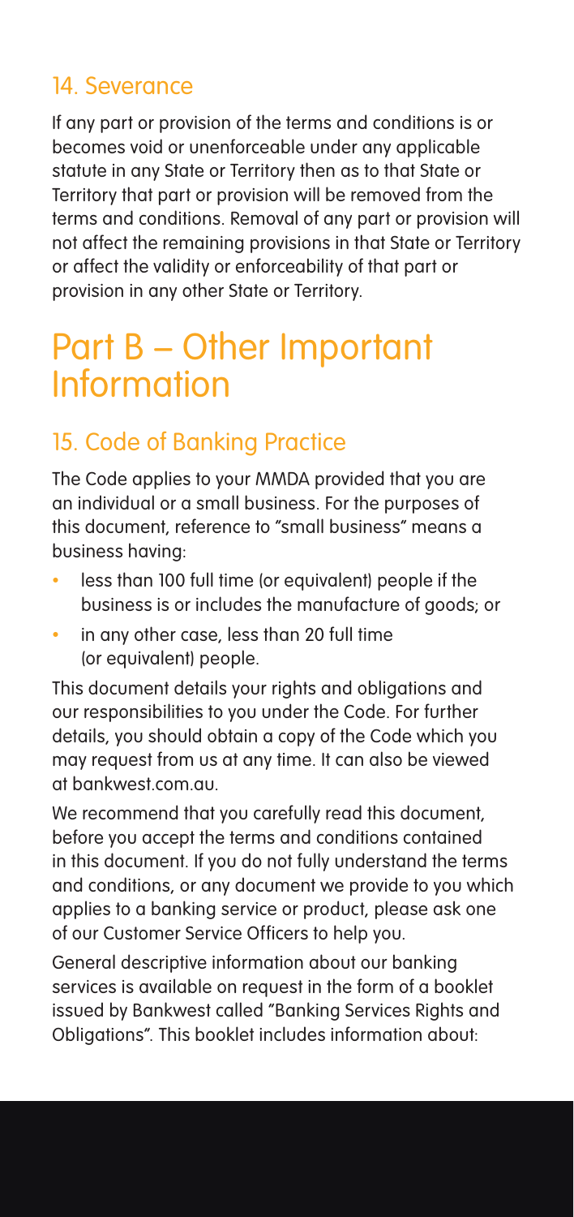## 14. Severance

If any part or provision of the terms and conditions is or becomes void or unenforceable under any applicable statute in any State or Territory then as to that State or Territory that part or provision will be removed from the terms and conditions. Removal of any part or provision will not affect the remaining provisions in that State or Territory or affect the validity or enforceability of that part or provision in any other State or Territory.

# Part B – Other Important Information

## 15. Code of Banking Practice

The Code applies to your MMDA provided that you are an individual or a small business. For the purposes of this document, reference to "small business" means a business having:

- less than 100 full time (or equivalent) people if the business is or includes the manufacture of goods; or
- in any other case, less than 20 full time (or equivalent) people.

This document details your rights and obligations and our responsibilities to you under the Code. For further details, you should obtain a copy of the Code which you may request from us at any time. It can also be viewed at bankwest.com.au.

We recommend that you carefully read this document, before you accept the terms and conditions contained in this document. If you do not fully understand the terms and conditions, or any document we provide to you which applies to a banking service or product, please ask one of our Customer Service Officers to help you.

General descriptive information about our banking services is available on request in the form of a booklet issued by Bankwest called "Banking Services Rights and Obligations". This booklet includes information about: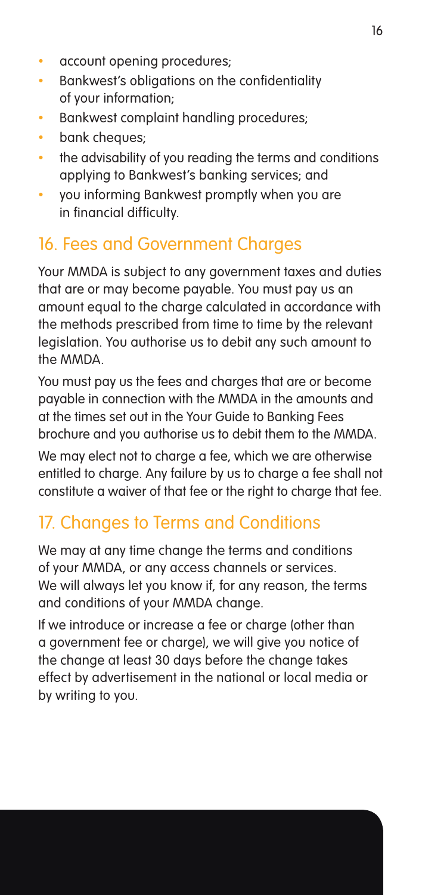- account opening procedures;
- Bankwest's obligations on the confidentiality of your information;
- Bankwest complaint handling procedures;
- bank cheques;
- the advisability of you reading the terms and conditions applying to Bankwest's banking services; and
- you informing Bankwest promptly when you are in financial difficulty.

## 16. Fees and Government Charges

Your MMDA is subject to any government taxes and duties that are or may become payable. You must pay us an amount equal to the charge calculated in accordance with the methods prescribed from time to time by the relevant legislation. You authorise us to debit any such amount to the MMDA.

You must pay us the fees and charges that are or become payable in connection with the MMDA in the amounts and at the times set out in the Your Guide to Banking Fees brochure and you authorise us to debit them to the MMDA.

We may elect not to charge a fee, which we are otherwise entitled to charge. Any failure by us to charge a fee shall not constitute a waiver of that fee or the right to charge that fee.

## 17. Changes to Terms and Conditions

We may at any time change the terms and conditions of your MMDA, or any access channels or services. We will always let you know if, for any reason, the terms and conditions of your MMDA change.

If we introduce or increase a fee or charge (other than a government fee or charge), we will give you notice of the change at least 30 days before the change takes effect by advertisement in the national or local media or by writing to you.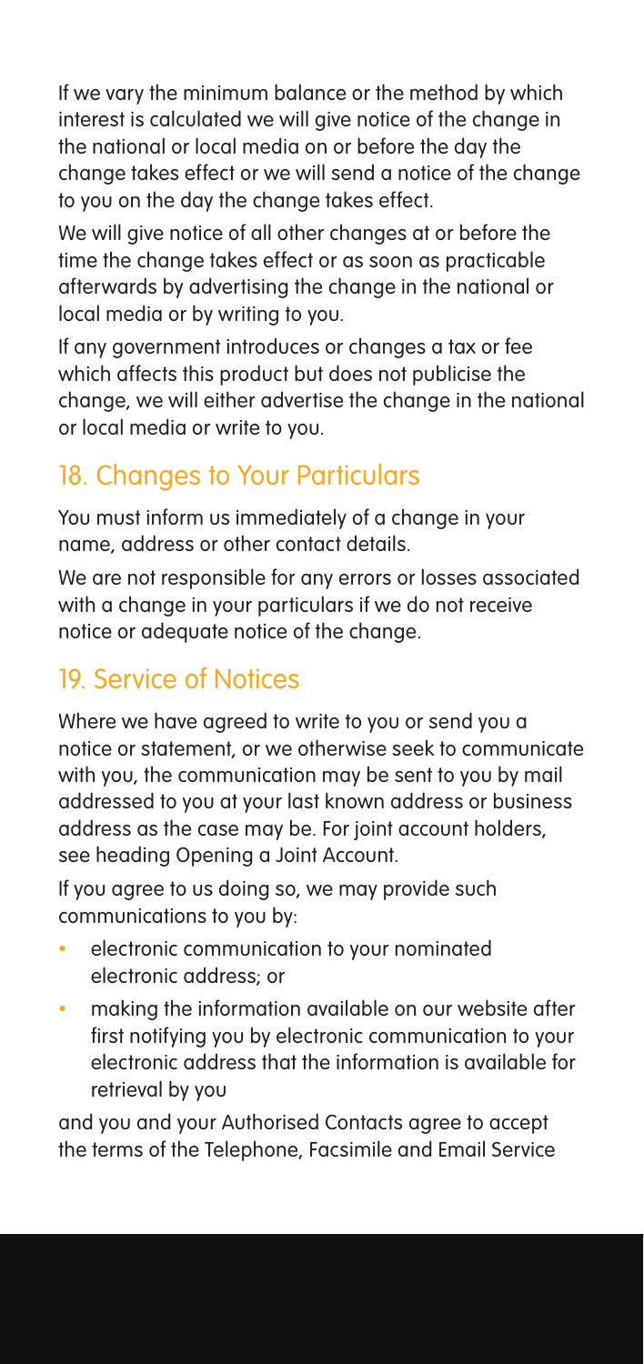If we vary the minimum balance or the method by which interest is calculated we will give notice of the change in the national or local media on or before the day the change takes effect or we will send a notice of the change to you on the day the change takes effect.

We will give notice of all other changes at or before the time the change takes effect or as soon as practicable afterwards by advertising the change in the national or local media or by writing to you.

If any government introduces or changes a tax or fee which affects this product but does not publicise the change, we will either advertise the change in the national or local media or write to you.

## 18. Changes to Your Particulars

You must inform us immediately of a change in your name, address or other contact details.

We are not responsible for any errors or losses associated with a change in your particulars if we do not receive notice or adequate notice of the change.

## 19. Service of Notices

Where we have agreed to write to you or send you a notice or statement, or we otherwise seek to communicate with you, the communication may be sent to you by mail addressed to you at your last known address or business address as the case may be. For joint account holders, see heading Opening a Joint Account.

If you agree to us doing so, we may provide such communications to you by:

- electronic communication to your nominated electronic address; or
- making the information available on our website after first notifying you by electronic communication to your electronic address that the information is available for retrieval by you

and you and your Authorised Contacts agree to accept the terms of the Telephone, Facsimile and Email Service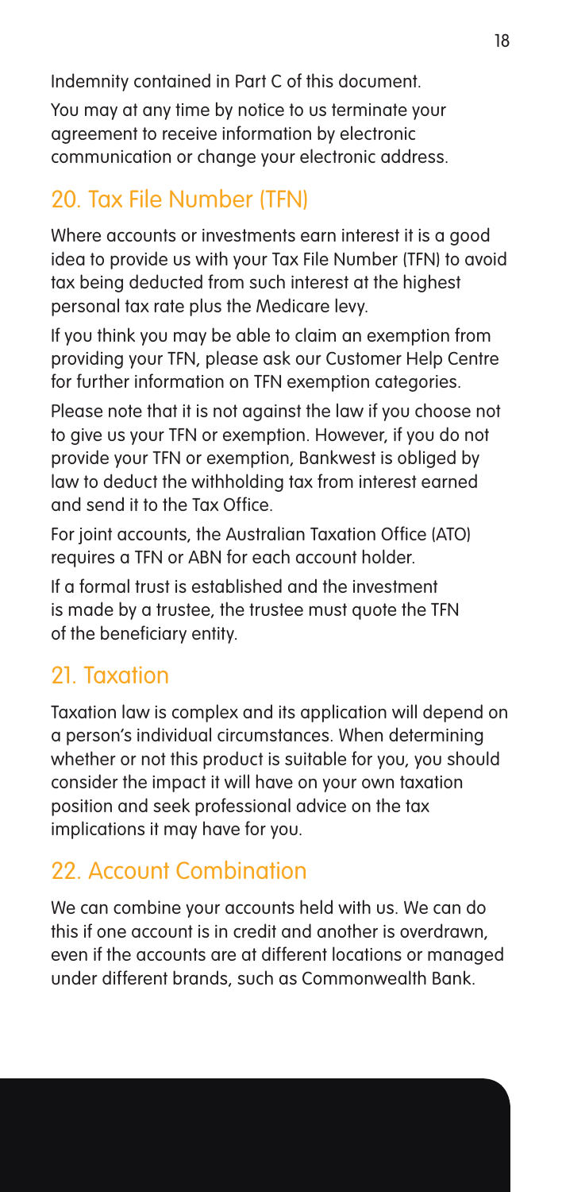Indemnity contained in Part C of this document.

You may at any time by notice to us terminate your agreement to receive information by electronic communication or change your electronic address.

## 20. Tax File Number (TFN)

Where accounts or investments earn interest it is a good idea to provide us with your Tax File Number (TFN) to avoid tax being deducted from such interest at the highest personal tax rate plus the Medicare levy.

If you think you may be able to claim an exemption from providing your TFN, please ask our Customer Help Centre for further information on TFN exemption categories.

Please note that it is not against the law if you choose not to give us your TFN or exemption. However, if you do not provide your TFN or exemption, Bankwest is obliged by law to deduct the withholding tax from interest earned and send it to the Tax Office.

For joint accounts, the Australian Taxation Office (ATO) requires a TFN or ABN for each account holder.

If a formal trust is established and the investment is made by a trustee, the trustee must quote the TFN of the beneficiary entity.

## 21. Taxation

Taxation law is complex and its application will depend on a person's individual circumstances. When determining whether or not this product is suitable for you, you should consider the impact it will have on your own taxation position and seek professional advice on the tax implications it may have for you.

## 22. Account Combination

We can combine your accounts held with us. We can do this if one account is in credit and another is overdrawn, even if the accounts are at different locations or managed under different brands, such as Commonwealth Bank.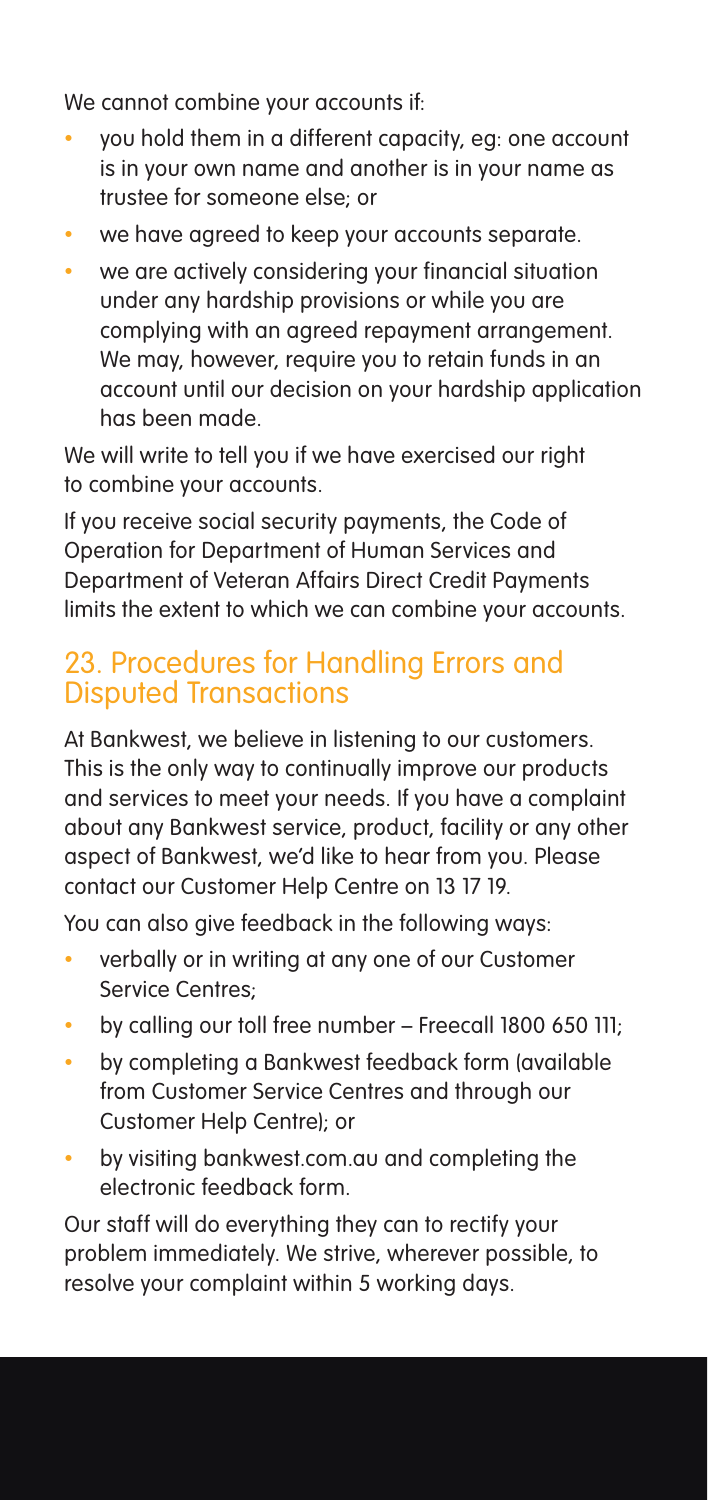We cannot combine your accounts if:

- you hold them in a different capacity, eg: one account is in your own name and another is in your name as trustee for someone else; or
- we have agreed to keep your accounts separate.
- we are actively considering your financial situation under any hardship provisions or while you are complying with an agreed repayment arrangement. We may, however, require you to retain funds in an account until our decision on your hardship application has been made.

We will write to tell you if we have exercised our right to combine your accounts.

If you receive social security payments, the Code of Operation for Department of Human Services and Department of Veteran Affairs Direct Credit Payments limits the extent to which we can combine your accounts.

## 23. Procedures for Handling Errors and Disputed Transactions

At Bankwest, we believe in listening to our customers. This is the only way to continually improve our products and services to meet your needs. If you have a complaint about any Bankwest service, product, facility or any other aspect of Bankwest, we'd like to hear from you. Please contact our Customer Help Centre on 13 17 19.

You can also give feedback in the following ways:

- verbally or in writing at any one of our Customer Service Centres;
- by calling our toll free number – Freecall 1800 650 111;
- by completing a Bankwest feedback form (available from Customer Service Centres and through our Customer Help Centre); or
- by visiting bankwest.com.au and completing the electronic feedback form.

Our staff will do everything they can to rectify your problem immediately. We strive, wherever possible, to resolve your complaint within 5 working days.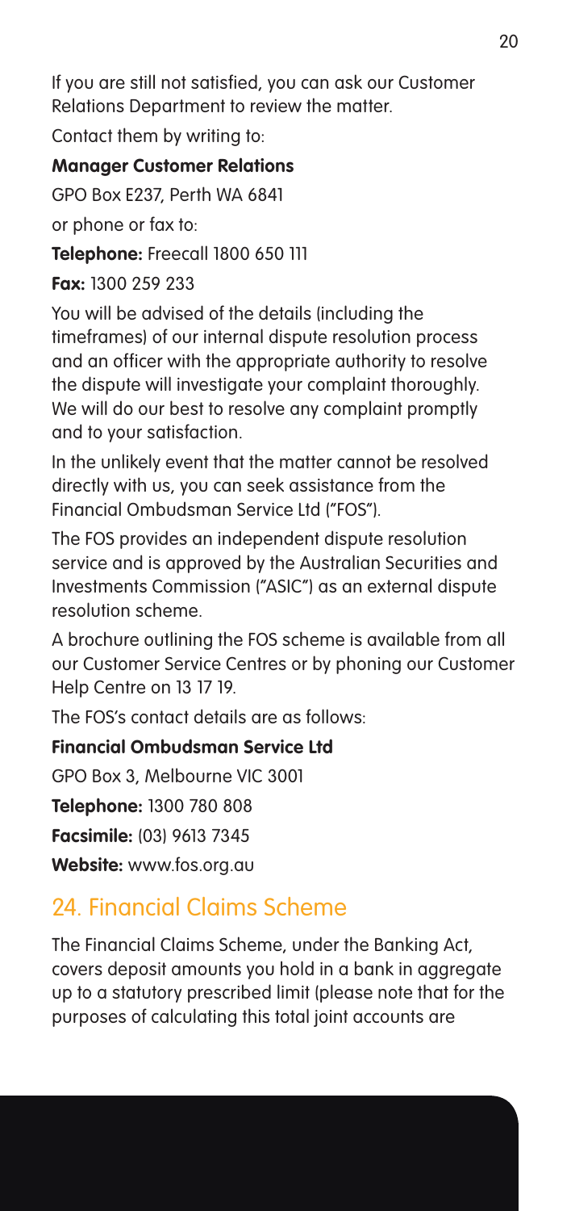If you are still not satisfied, you can ask our Customer Relations Department to review the matter.

Contact them by writing to:

**Manager Customer Relations**

GPO Box E237, Perth WA 6841

or phone or fax to:

**Telephone:** Freecall 1800 650 111

**Fax:** 1300 259 233

You will be advised of the details (including the timeframes) of our internal dispute resolution process and an officer with the appropriate authority to resolve the dispute will investigate your complaint thoroughly. We will do our best to resolve any complaint promptly and to your satisfaction.

In the unlikely event that the matter cannot be resolved directly with us, you can seek assistance from the Financial Ombudsman Service Ltd ("FOS").

The FOS provides an independent dispute resolution service and is approved by the Australian Securities and Investments Commission ("ASIC") as an external dispute resolution scheme.

A brochure outlining the FOS scheme is available from all our Customer Service Centres or by phoning our Customer Help Centre on 13 17 19.

The FOS's contact details are as follows:

**Financial Ombudsman Service Ltd**

GPO Box 3, Melbourne VIC 3001

**Telephone:** 1300 780 808

**Facsimile:** (03) 9613 7345

**Website:** www.fos.org.au

## 24. Financial Claims Scheme

The Financial Claims Scheme, under the Banking Act, covers deposit amounts you hold in a bank in aggregate up to a statutory prescribed limit (please note that for the purposes of calculating this total joint accounts are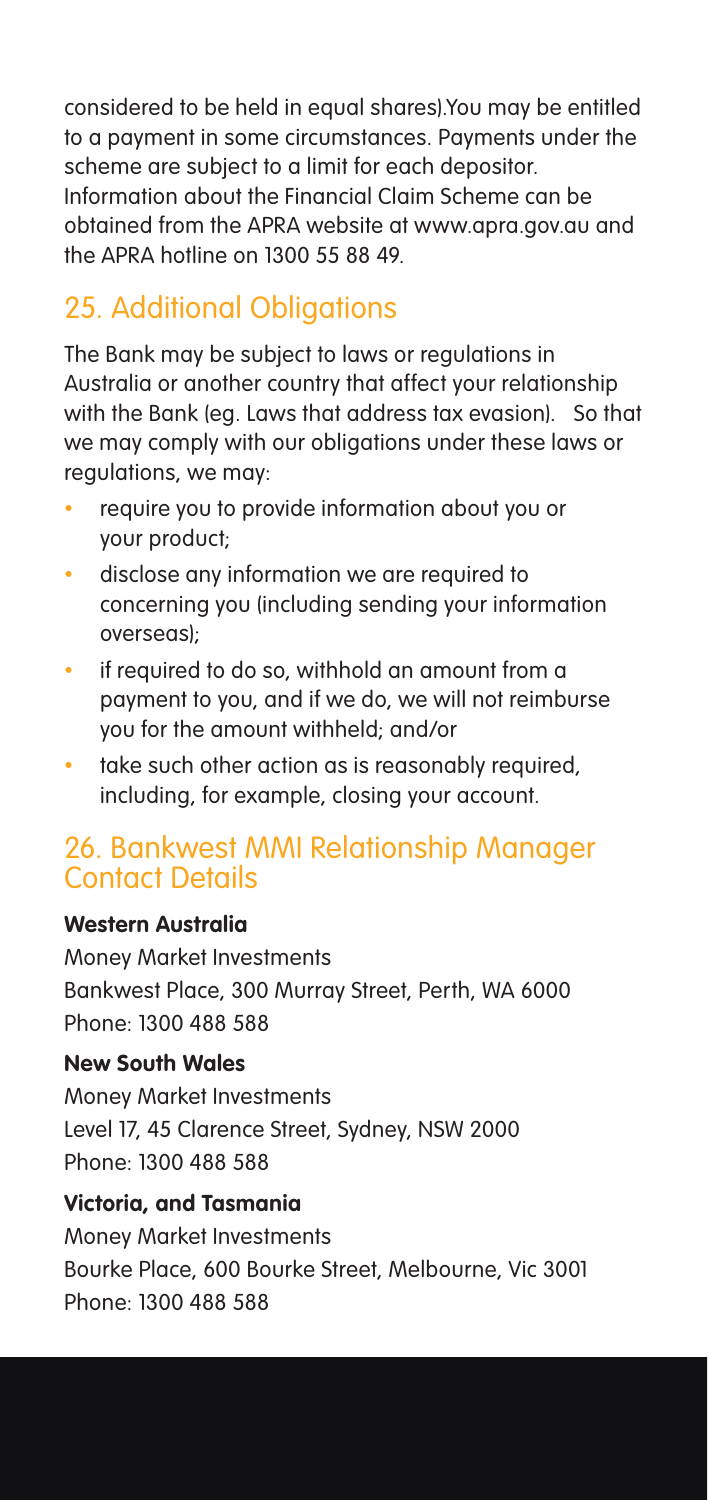considered to be held in equal shares).You may be entitled to a payment in some circumstances. Payments under the scheme are subject to a limit for each depositor. Information about the Financial Claim Scheme can be obtained from the APRA website at www.apra.gov.au and the APRA hotline on 1300 55 88 49.

## 25. Additional Obligations

The Bank may be subject to laws or regulations in Australia or another country that affect your relationship with the Bank (eg. Laws that address tax evasion). So that we may comply with our obligations under these laws or regulations, we may:

- require you to provide information about you or your product;
- disclose any information we are required to concerning you (including sending your information overseas);
- if required to do so, withhold an amount from a payment to you, and if we do, we will not reimburse you for the amount withheld; and/or
- take such other action as is reasonably required, including, for example, closing your account.

## 26. Bankwest MMI Relationship Manager Contact Details

**Western Australia**

Money Market Investments
Bankwest Place, 300 Murray Street, Perth, WA 6000
Phone: 1300 488 588

**New South Wales**

Money Market Investments
Level 17, 45 Clarence Street, Sydney, NSW 2000
Phone: 1300 488 588

**Victoria, and Tasmania**

Money Market Investments
Bourke Place, 600 Bourke Street, Melbourne, Vic 3001
Phone: 1300 488 588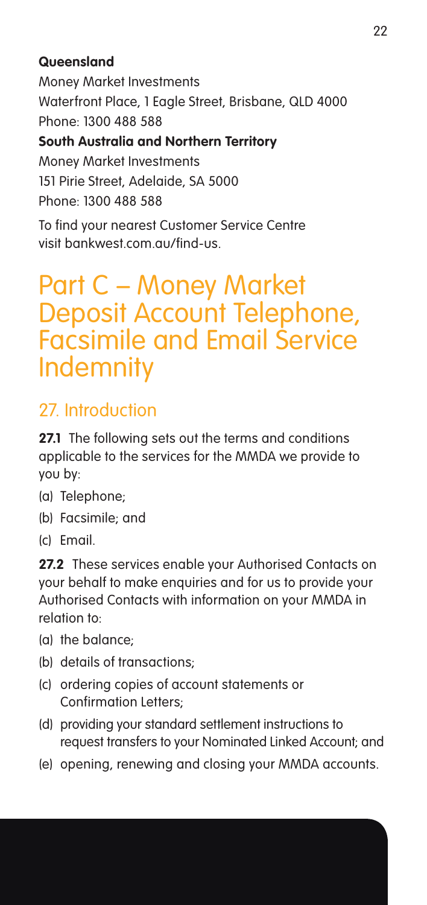**Queensland**

Money Market Investments
Waterfront Place, 1 Eagle Street, Brisbane, QLD 4000
Phone: 1300 488 588

**South Australia and Northern Territory**

Money Market Investments
151 Pirie Street, Adelaide, SA 5000
Phone: 1300 488 588

To find your nearest Customer Service Centre visit bankwest.com.au/find-us.

# Part C – Money Market Deposit Account Telephone, Facsimile and Email Service Indemnity

## 27. Introduction

**27.1** The following sets out the terms and conditions applicable to the services for the MMDA we provide to you by:

(a) Telephone;

(b) Facsimile; and

(c) Email.

**27.2** These services enable your Authorised Contacts on your behalf to make enquiries and for us to provide your Authorised Contacts with information on your MMDA in relation to:

(a) the balance;

(b) details of transactions;

(c) ordering copies of account statements or Confirmation Letters;

(d) providing your standard settlement instructions to request transfers to your Nominated Linked Account; and

(e) opening, renewing and closing your MMDA accounts.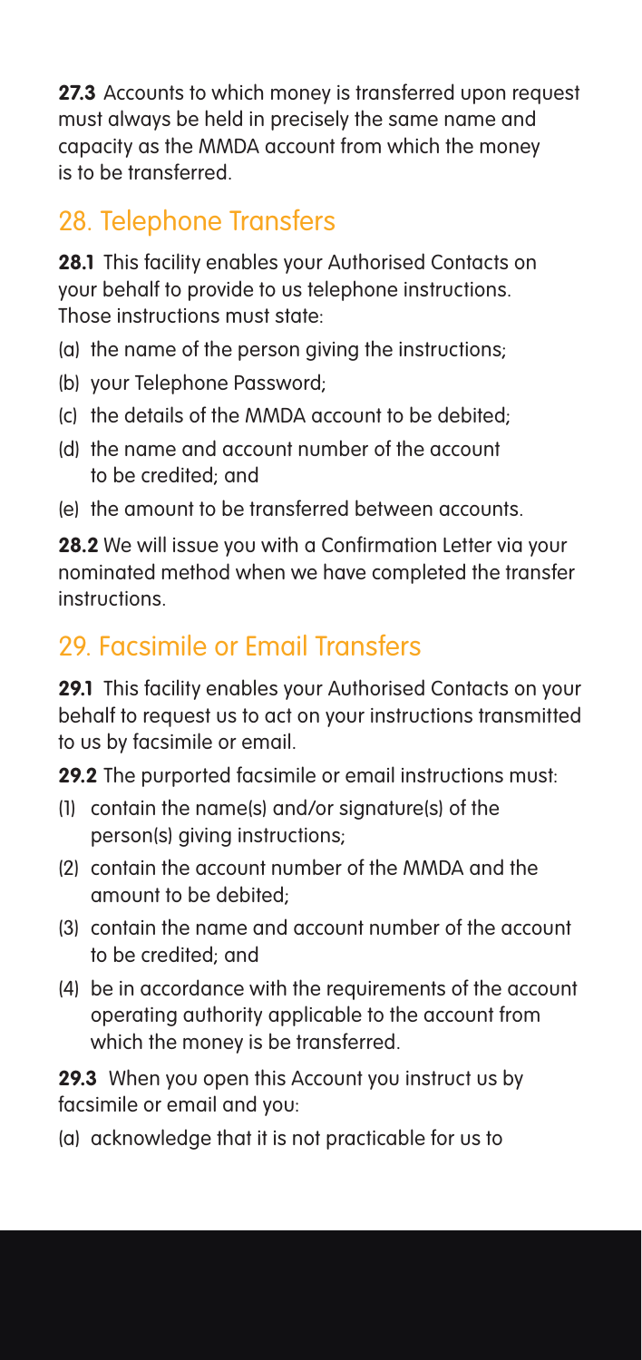**27.3** Accounts to which money is transferred upon request must always be held in precisely the same name and capacity as the MMDA account from which the money is to be transferred.

## 28. Telephone Transfers

**28.1** This facility enables your Authorised Contacts on your behalf to provide to us telephone instructions. Those instructions must state:

(a) the name of the person giving the instructions;

(b) your Telephone Password;

(c) the details of the MMDA account to be debited;

(d) the name and account number of the account to be credited; and

(e) the amount to be transferred between accounts.

**28.2** We will issue you with a Confirmation Letter via your nominated method when we have completed the transfer instructions.

## 29. Facsimile or Email Transfers

**29.1** This facility enables your Authorised Contacts on your behalf to request us to act on your instructions transmitted to us by facsimile or email.

**29.2** The purported facsimile or email instructions must:

(1) contain the name(s) and/or signature(s) of the person(s) giving instructions;

(2) contain the account number of the MMDA and the amount to be debited;

(3) contain the name and account number of the account to be credited; and

(4) be in accordance with the requirements of the account operating authority applicable to the account from which the money is be transferred.

**29.3** When you open this Account you instruct us by facsimile or email and you:

(a) acknowledge that it is not practicable for us to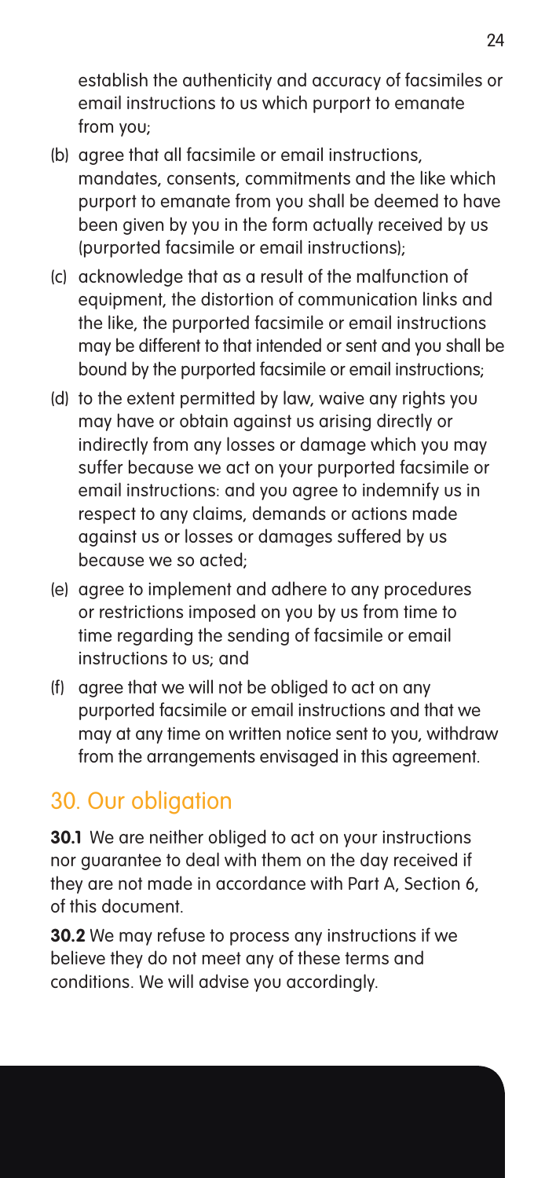establish the authenticity and accuracy of facsimiles or email instructions to us which purport to emanate from you;

(b) agree that all facsimile or email instructions, mandates, consents, commitments and the like which purport to emanate from you shall be deemed to have been given by you in the form actually received by us (purported facsimile or email instructions);

(c) acknowledge that as a result of the malfunction of equipment, the distortion of communication links and the like, the purported facsimile or email instructions may be different to that intended or sent and you shall be bound by the purported facsimile or email instructions;

(d) to the extent permitted by law, waive any rights you may have or obtain against us arising directly or indirectly from any losses or damage which you may suffer because we act on your purported facsimile or email instructions: and you agree to indemnify us in respect to any claims, demands or actions made against us or losses or damages suffered by us because we so acted;

(e) agree to implement and adhere to any procedures or restrictions imposed on you by us from time to time regarding the sending of facsimile or email instructions to us; and

(f) agree that we will not be obliged to act on any purported facsimile or email instructions and that we may at any time on written notice sent to you, withdraw from the arrangements envisaged in this agreement.

## 30. Our obligation

**30.1** We are neither obliged to act on your instructions nor guarantee to deal with them on the day received if they are not made in accordance with Part A, Section 6, of this document.

**30.2** We may refuse to process any instructions if we believe they do not meet any of these terms and conditions. We will advise you accordingly.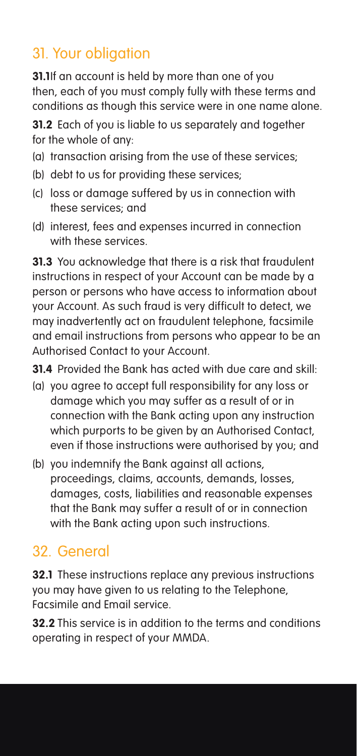## 31. Your obligation

**31.1**If an account is held by more than one of you then, each of you must comply fully with these terms and conditions as though this service were in one name alone.

**31.2** Each of you is liable to us separately and together for the whole of any:

(a) transaction arising from the use of these services;

(b) debt to us for providing these services;

(c) loss or damage suffered by us in connection with these services; and

(d) interest, fees and expenses incurred in connection with these services.

**31.3** You acknowledge that there is a risk that fraudulent instructions in respect of your Account can be made by a person or persons who have access to information about your Account. As such fraud is very difficult to detect, we may inadvertently act on fraudulent telephone, facsimile and email instructions from persons who appear to be an Authorised Contact to your Account.

**31.4** Provided the Bank has acted with due care and skill:

(a) you agree to accept full responsibility for any loss or damage which you may suffer as a result of or in connection with the Bank acting upon any instruction which purports to be given by an Authorised Contact, even if those instructions were authorised by you; and

(b) you indemnify the Bank against all actions, proceedings, claims, accounts, demands, losses, damages, costs, liabilities and reasonable expenses that the Bank may suffer a result of or in connection with the Bank acting upon such instructions.

## 32. General

**32.1** These instructions replace any previous instructions you may have given to us relating to the Telephone, Facsimile and Email service.

**32.2** This service is in addition to the terms and conditions operating in respect of your MMDA.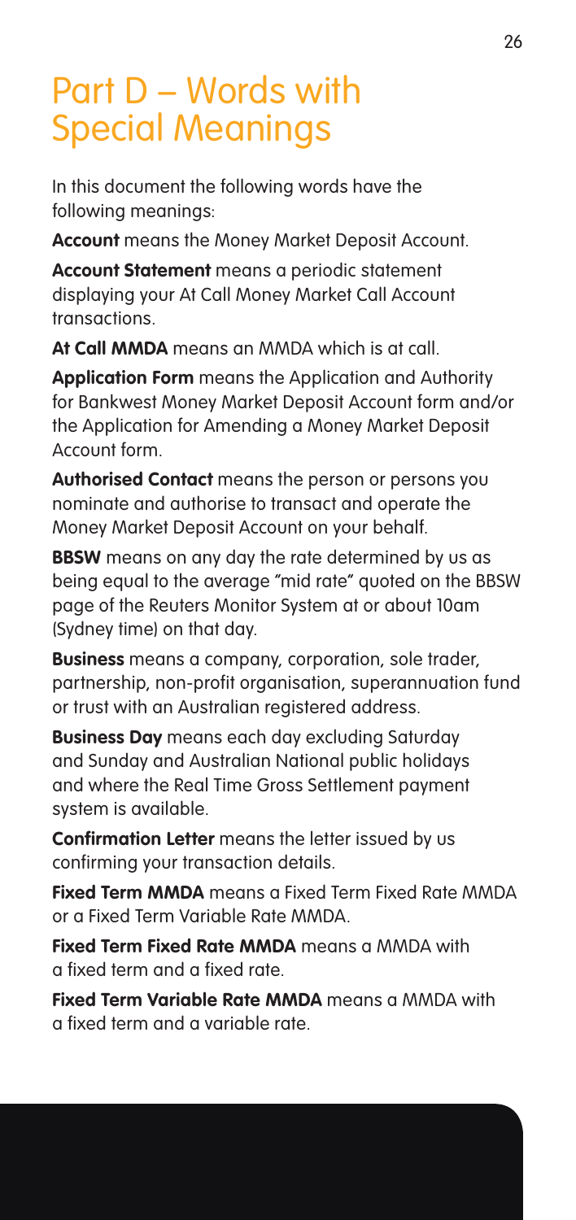# Part D – Words with Special Meanings

In this document the following words have the following meanings:

**Account** means the Money Market Deposit Account.

**Account Statement** means a periodic statement displaying your At Call Money Market Call Account transactions.

**At Call MMDA** means an MMDA which is at call.

**Application Form** means the Application and Authority for Bankwest Money Market Deposit Account form and/or the Application for Amending a Money Market Deposit Account form.

**Authorised Contact** means the person or persons you nominate and authorise to transact and operate the Money Market Deposit Account on your behalf.

**BBSW** means on any day the rate determined by us as being equal to the average "mid rate" quoted on the BBSW page of the Reuters Monitor System at or about 10am (Sydney time) on that day.

**Business** means a company, corporation, sole trader, partnership, non-profit organisation, superannuation fund or trust with an Australian registered address.

**Business Day** means each day excluding Saturday and Sunday and Australian National public holidays and where the Real Time Gross Settlement payment system is available.

**Confirmation Letter** means the letter issued by us confirming your transaction details.

**Fixed Term MMDA** means a Fixed Term Fixed Rate MMDA or a Fixed Term Variable Rate MMDA.

**Fixed Term Fixed Rate MMDA** means a MMDA with a fixed term and a fixed rate.

**Fixed Term Variable Rate MMDA** means a MMDA with a fixed term and a variable rate.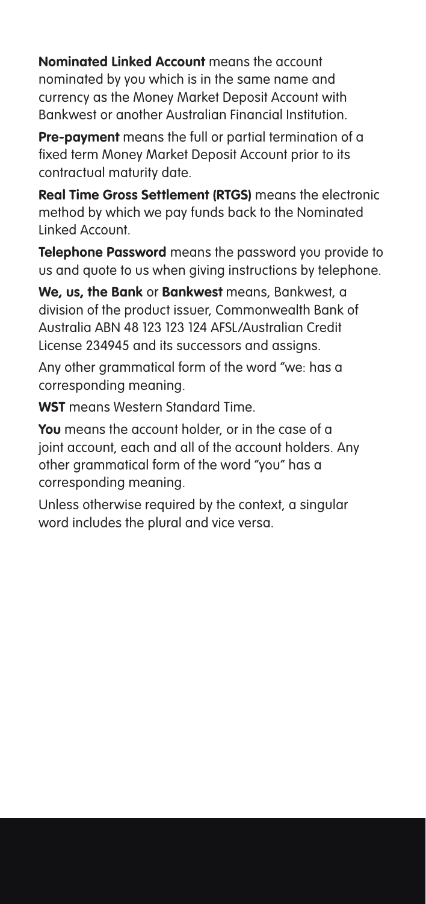**Nominated Linked Account** means the account nominated by you which is in the same name and currency as the Money Market Deposit Account with Bankwest or another Australian Financial Institution.

**Pre-payment** means the full or partial termination of a fixed term Money Market Deposit Account prior to its contractual maturity date.

**Real Time Gross Settlement (RTGS)** means the electronic method by which we pay funds back to the Nominated Linked Account.

**Telephone Password** means the password you provide to us and quote to us when giving instructions by telephone.

**We, us, the Bank** or **Bankwest** means, Bankwest, a division of the product issuer, Commonwealth Bank of Australia ABN 48 123 123 124 AFSL/Australian Credit License 234945 and its successors and assigns.

Any other grammatical form of the word "we: has a corresponding meaning.

**WST** means Western Standard Time.

**You** means the account holder, or in the case of a joint account, each and all of the account holders. Any other grammatical form of the word "you" has a corresponding meaning.

Unless otherwise required by the context, a singular word includes the plural and vice versa.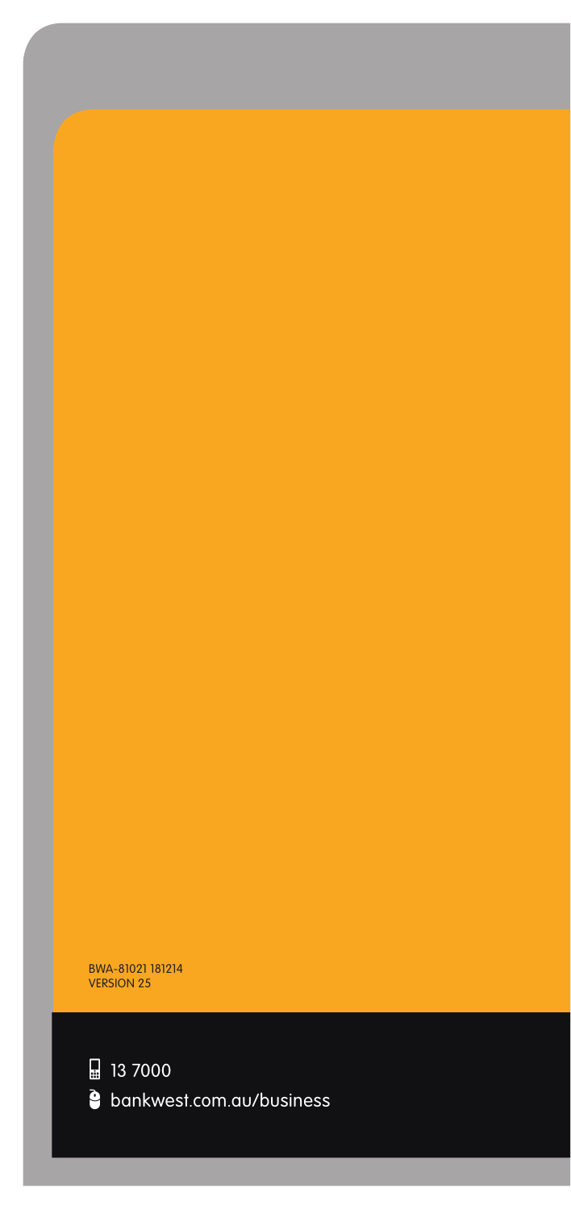BWA-81021 181214
VERSION 25

13 7000

bankwest.com.au/business